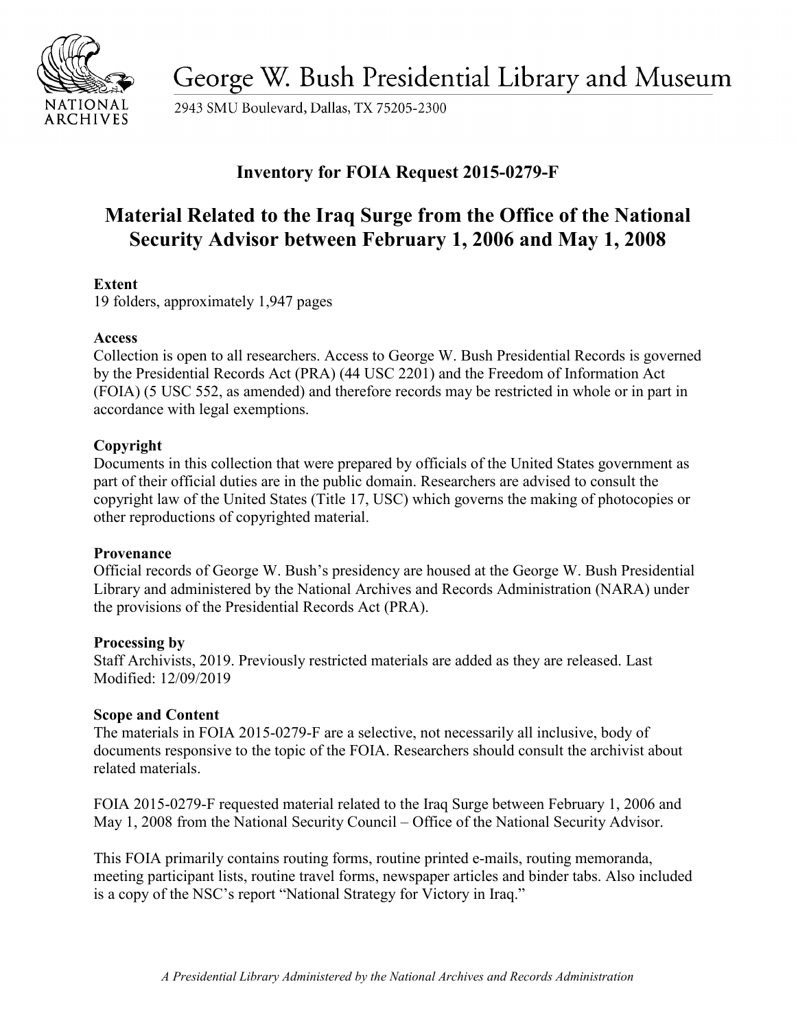George W. Bush Presidential Library and Museum

2943 SMU Boulevard, Dallas, TX 75205-2300

## Inventory for FOIA Request 2015-0279-F

# Material Related to the Iraq Surge from the Office of the National Security Advisor between February 1, 2006 and May 1, 2008

**Extent**
19 folders, approximately 1,947 pages

**Access**
Collection is open to all researchers. Access to George W. Bush Presidential Records is governed by the Presidential Records Act (PRA) (44 USC 2201) and the Freedom of Information Act (FOIA) (5 USC 552, as amended) and therefore records may be restricted in whole or in part in accordance with legal exemptions.

**Copyright**
Documents in this collection that were prepared by officials of the United States government as part of their official duties are in the public domain. Researchers are advised to consult the copyright law of the United States (Title 17, USC) which governs the making of photocopies or other reproductions of copyrighted material.

**Provenance**
Official records of George W. Bush's presidency are housed at the George W. Bush Presidential Library and administered by the National Archives and Records Administration (NARA) under the provisions of the Presidential Records Act (PRA).

**Processing by**
Staff Archivists, 2019. Previously restricted materials are added as they are released. Last Modified: 12/09/2019

**Scope and Content**
The materials in FOIA 2015-0279-F are a selective, not necessarily all inclusive, body of documents responsive to the topic of the FOIA. Researchers should consult the archivist about related materials.

FOIA 2015-0279-F requested material related to the Iraq Surge between February 1, 2006 and May 1, 2008 from the National Security Council – Office of the National Security Advisor.

This FOIA primarily contains routing forms, routine printed e-mails, routing memoranda, meeting participant lists, routine travel forms, newspaper articles and binder tabs. Also included is a copy of the NSC's report "National Strategy for Victory in Iraq."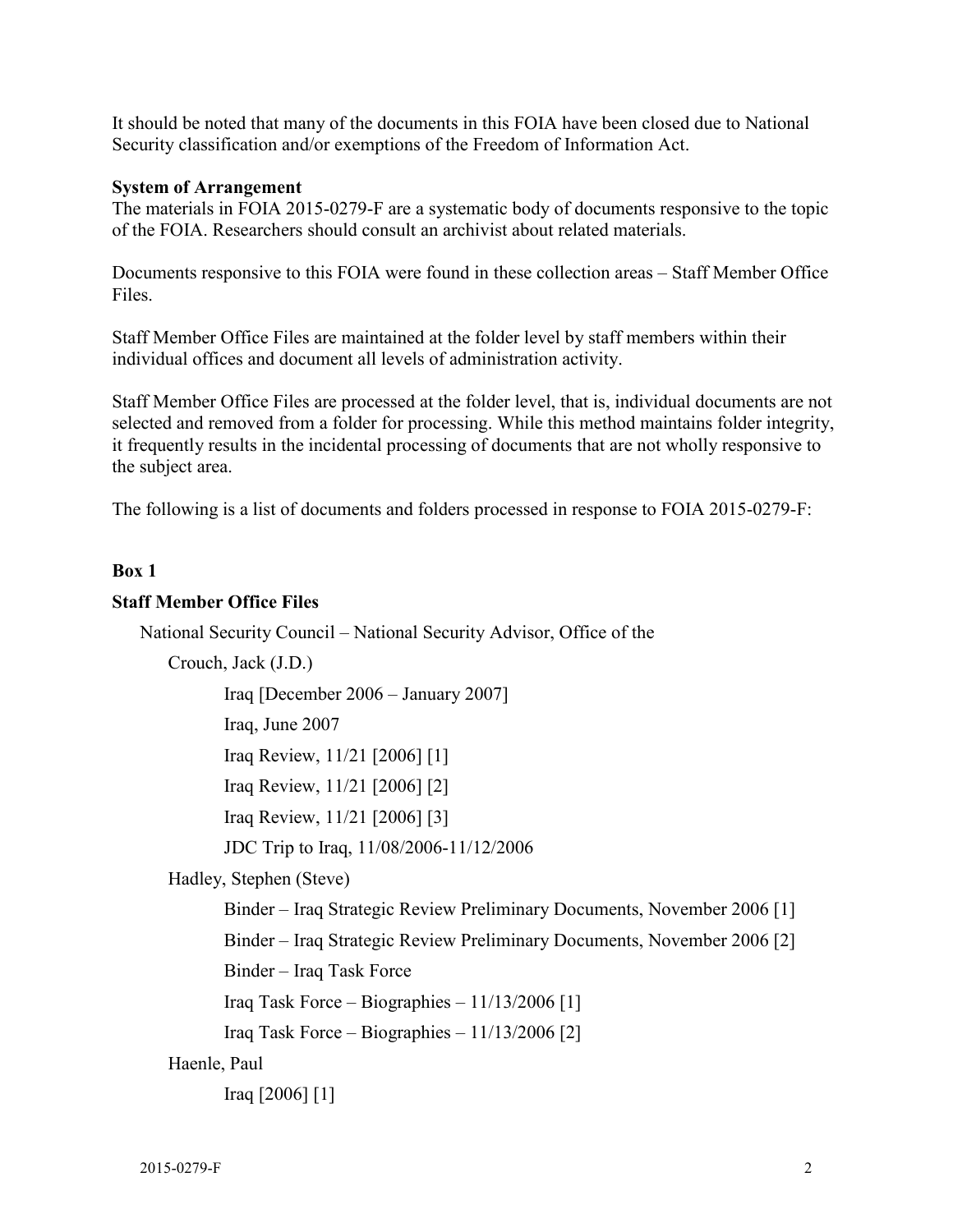It should be noted that many of the documents in this FOIA have been closed due to National Security classification and/or exemptions of the Freedom of Information Act.

**System of Arrangement**

The materials in FOIA 2015-0279-F are a systematic body of documents responsive to the topic of the FOIA. Researchers should consult an archivist about related materials.

Documents responsive to this FOIA were found in these collection areas – Staff Member Office Files.

Staff Member Office Files are maintained at the folder level by staff members within their individual offices and document all levels of administration activity.

Staff Member Office Files are processed at the folder level, that is, individual documents are not selected and removed from a folder for processing. While this method maintains folder integrity, it frequently results in the incidental processing of documents that are not wholly responsive to the subject area.

The following is a list of documents and folders processed in response to FOIA 2015-0279-F:

**Box 1**

**Staff Member Office Files**

- National Security Council – National Security Advisor, Office of the
  - Crouch, Jack (J.D.)
    - Iraq [December 2006 – January 2007]
    - Iraq, June 2007
    - Iraq Review, 11/21 [2006] [1]
    - Iraq Review, 11/21 [2006] [2]
    - Iraq Review, 11/21 [2006] [3]
    - JDC Trip to Iraq, 11/08/2006-11/12/2006
  - Hadley, Stephen (Steve)
    - Binder – Iraq Strategic Review Preliminary Documents, November 2006 [1]
    - Binder – Iraq Strategic Review Preliminary Documents, November 2006 [2]
    - Binder – Iraq Task Force
    - Iraq Task Force – Biographies – 11/13/2006 [1]
    - Iraq Task Force – Biographies – 11/13/2006 [2]
  - Haenle, Paul
    - Iraq [2006] [1]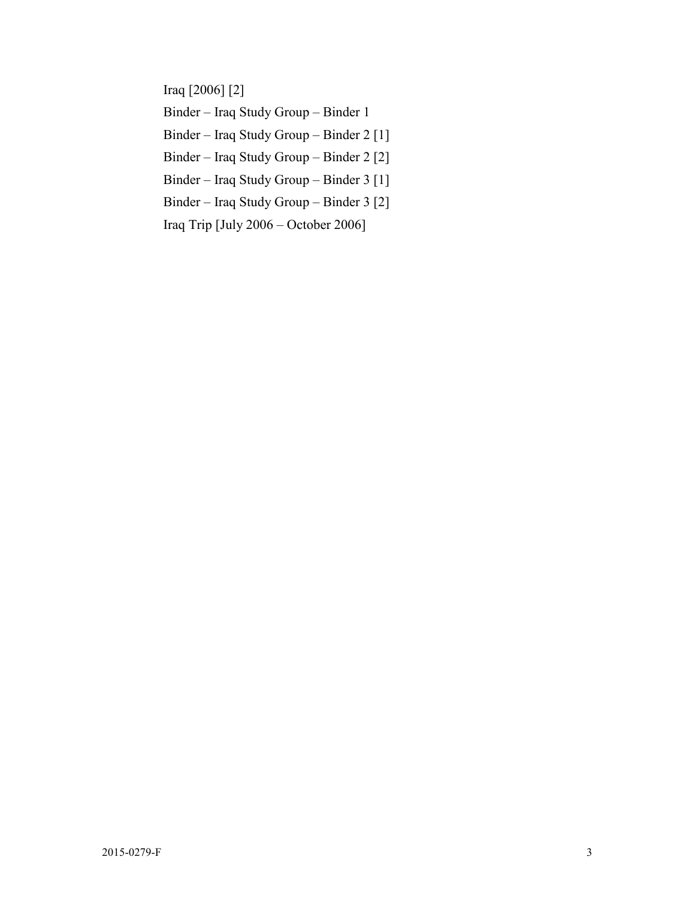Iraq [2006] [2]

Binder – Iraq Study Group – Binder 1

Binder – Iraq Study Group – Binder 2 [1]

Binder – Iraq Study Group – Binder 2 [2]

Binder – Iraq Study Group – Binder 3 [1]

Binder – Iraq Study Group – Binder 3 [2]

Iraq Trip [July 2006 – October 2006]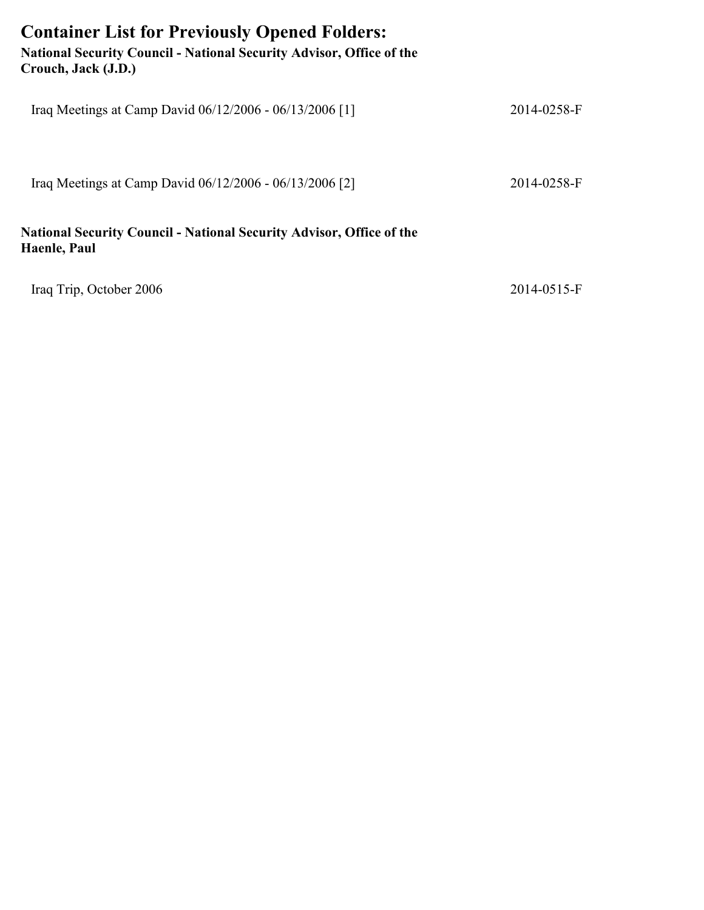# Container List for Previously Opened Folders:

**National Security Council - National Security Advisor, Office of the Crouch, Jack (J.D.)**

| | |
|---|---|
| Iraq Meetings at Camp David 06/12/2006 - 06/13/2006 [1] | 2014-0258-F |
| Iraq Meetings at Camp David 06/12/2006 - 06/13/2006 [2] | 2014-0258-F |

**National Security Council - National Security Advisor, Office of the Haenle, Paul**

| | |
|---|---|
| Iraq Trip, October 2006 | 2014-0515-F |